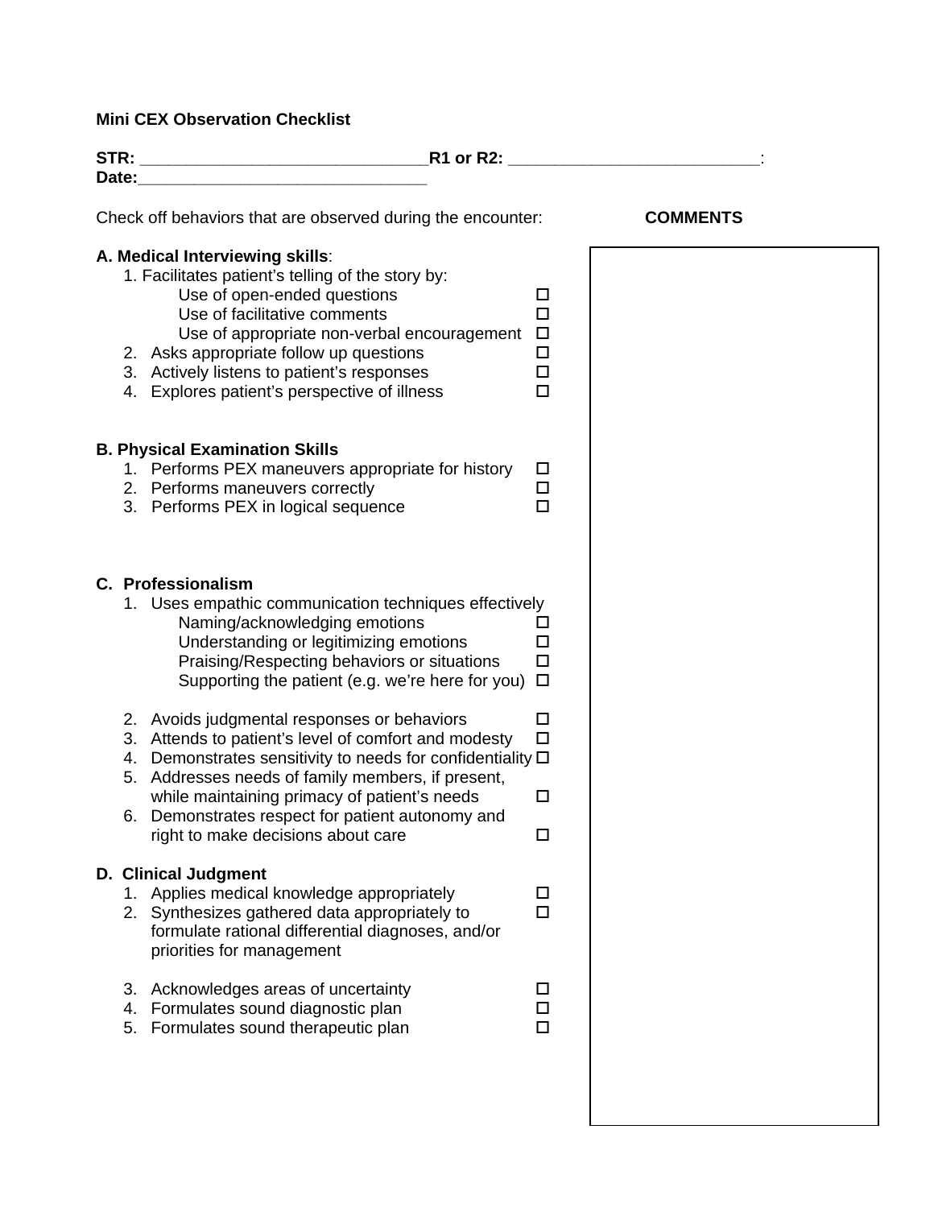**Mini CEX Observation Checklist**

**STR:** ______________________________ **R1 or R2:** __________________________:
**Date:**______________________________

Check off behaviors that are observed during the encounter: **COMMENTS**

**A. Medical Interviewing skills**:

1. Facilitates patient's telling of the story by:
   - Use of open-ended questions ☐
   - Use of facilitative comments ☐
   - Use of appropriate non-verbal encouragement ☐
2. Asks appropriate follow up questions ☐
3. Actively listens to patient's responses ☐
4. Explores patient's perspective of illness ☐

**B. Physical Examination Skills**

1. Performs PEX maneuvers appropriate for history ☐
2. Performs maneuvers correctly ☐
3. Performs PEX in logical sequence ☐

**C. Professionalism**

1. Uses empathic communication techniques effectively
   - Naming/acknowledging emotions ☐
   - Understanding or legitimizing emotions ☐
   - Praising/Respecting behaviors or situations ☐
   - Supporting the patient (e.g. we're here for you) ☐
2. Avoids judgmental responses or behaviors ☐
3. Attends to patient's level of comfort and modesty ☐
4. Demonstrates sensitivity to needs for confidentiality ☐
5. Addresses needs of family members, if present, while maintaining primacy of patient's needs ☐
6. Demonstrates respect for patient autonomy and right to make decisions about care ☐

**D. Clinical Judgment**

1. Applies medical knowledge appropriately ☐
2. Synthesizes gathered data appropriately to formulate rational differential diagnoses, and/or priorities for management ☐
3. Acknowledges areas of uncertainty ☐
4. Formulates sound diagnostic plan ☐
5. Formulates sound therapeutic plan ☐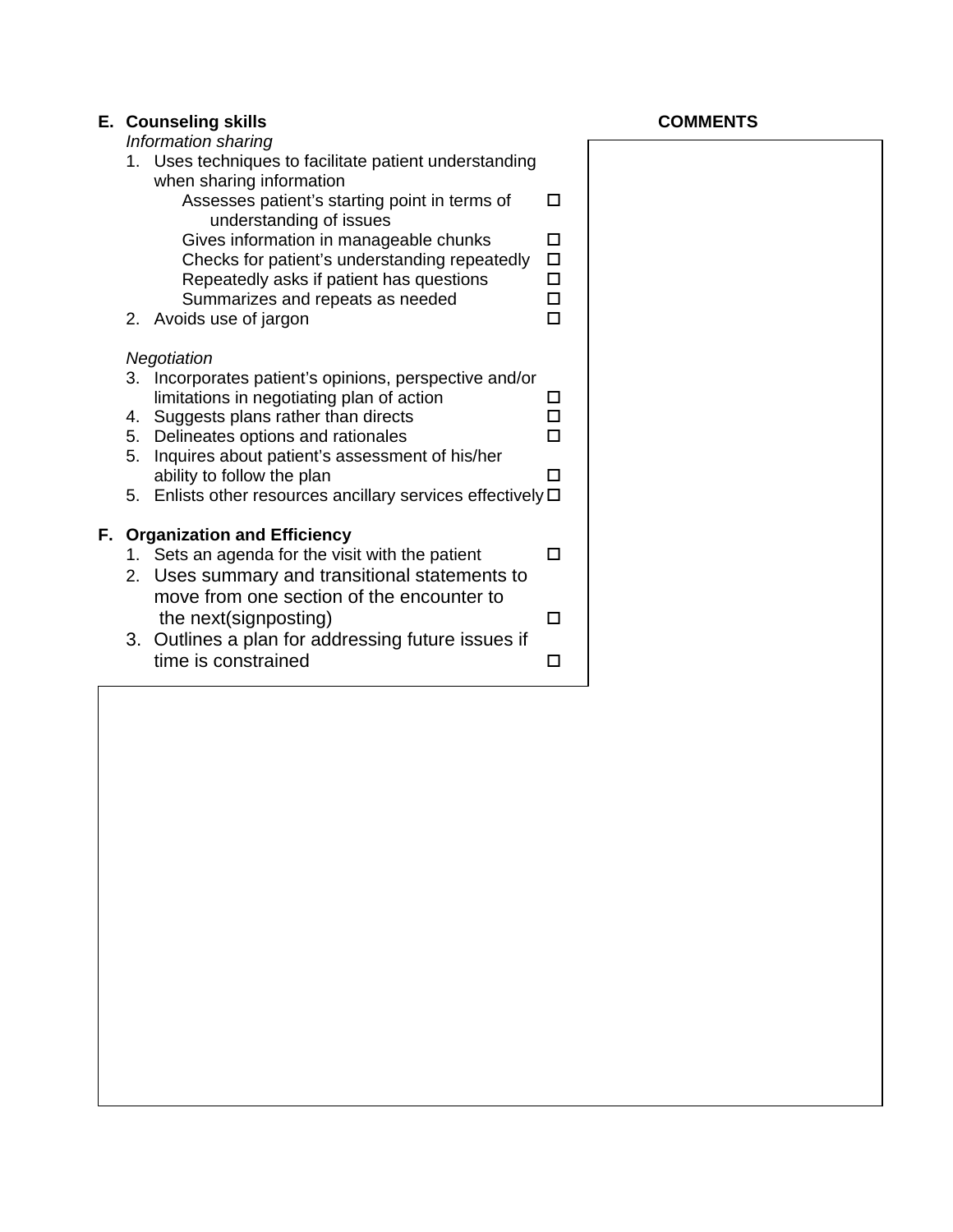**E. Counseling skills** **COMMENTS**

*Information sharing*

1. Uses techniques to facilitate patient understanding when sharing information
   - Assesses patient's starting point in terms of understanding of issues ☐
   - Gives information in manageable chunks ☐
   - Checks for patient's understanding repeatedly ☐
   - Repeatedly asks if patient has questions ☐
   - Summarizes and repeats as needed ☐
2. Avoids use of jargon ☐

*Negotiation*

3. Incorporates patient's opinions, perspective and/or limitations in negotiating plan of action ☐
4. Suggests plans rather than directs ☐
5. Delineates options and rationales ☐
5. Inquires about patient's assessment of his/her ability to follow the plan ☐
5. Enlists other resources ancillary services effectively ☐

**F. Organization and Efficiency**

1. Sets an agenda for the visit with the patient ☐
2. Uses summary and transitional statements to move from one section of the encounter to the next(signposting) ☐
3. Outlines a plan for addressing future issues if time is constrained ☐